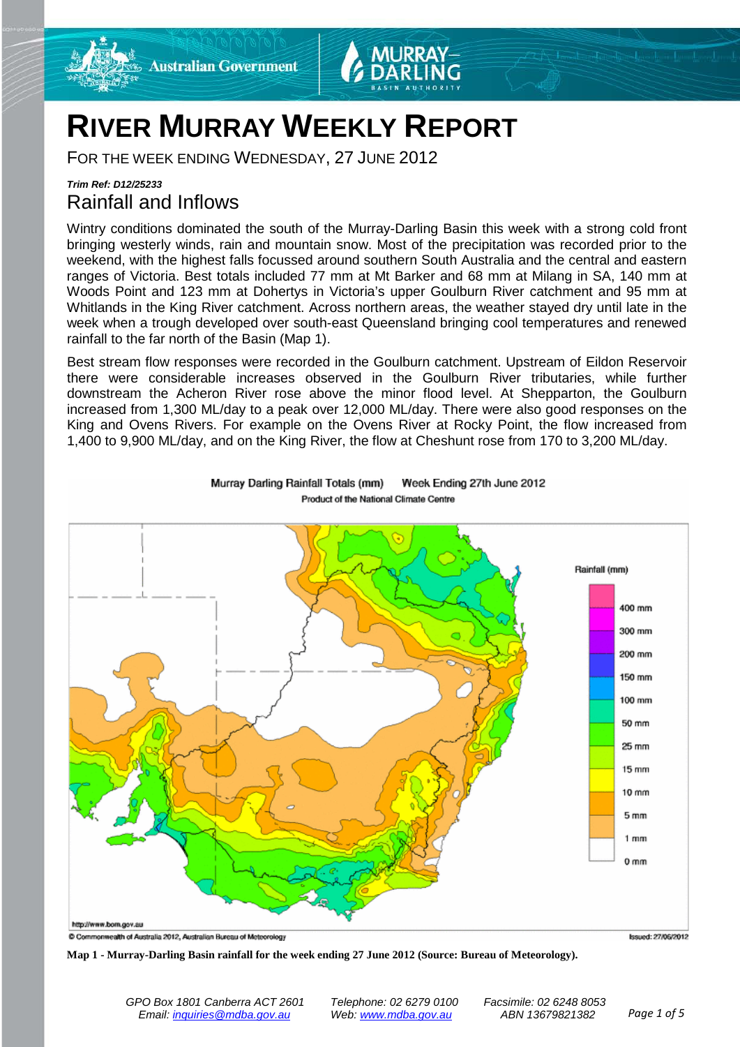# RIVER MURRAY WEEKLY REPORT

FOR THE WEEK ENDING WEDNESDAY, 27 JUNE 2012

***Trim Ref: D12/25233***

## Rainfall and Inflows

Wintry conditions dominated the south of the Murray-Darling Basin this week with a strong cold front bringing westerly winds, rain and mountain snow. Most of the precipitation was recorded prior to the weekend, with the highest falls focussed around southern South Australia and the central and eastern ranges of Victoria. Best totals included 77 mm at Mt Barker and 68 mm at Milang in SA, 140 mm at Woods Point and 123 mm at Dohertys in Victoria's upper Goulburn River catchment and 95 mm at Whitlands in the King River catchment. Across northern areas, the weather stayed dry until late in the week when a trough developed over south-east Queensland bringing cool temperatures and renewed rainfall to the far north of the Basin (Map 1).

Best stream flow responses were recorded in the Goulburn catchment. Upstream of Eildon Reservoir there were considerable increases observed in the Goulburn River tributaries, while further downstream the Acheron River rose above the minor flood level. At Shepparton, the Goulburn increased from 1,300 ML/day to a peak over 12,000 ML/day. There were also good responses on the King and Ovens Rivers. For example on the Ovens River at Rocky Point, the flow increased from 1,400 to 9,900 ML/day, and on the King River, the flow at Cheshunt rose from 170 to 3,200 ML/day.

**Map 1 - Murray-Darling Basin rainfall for the week ending 27 June 2012 (Source: Bureau of Meteorology).**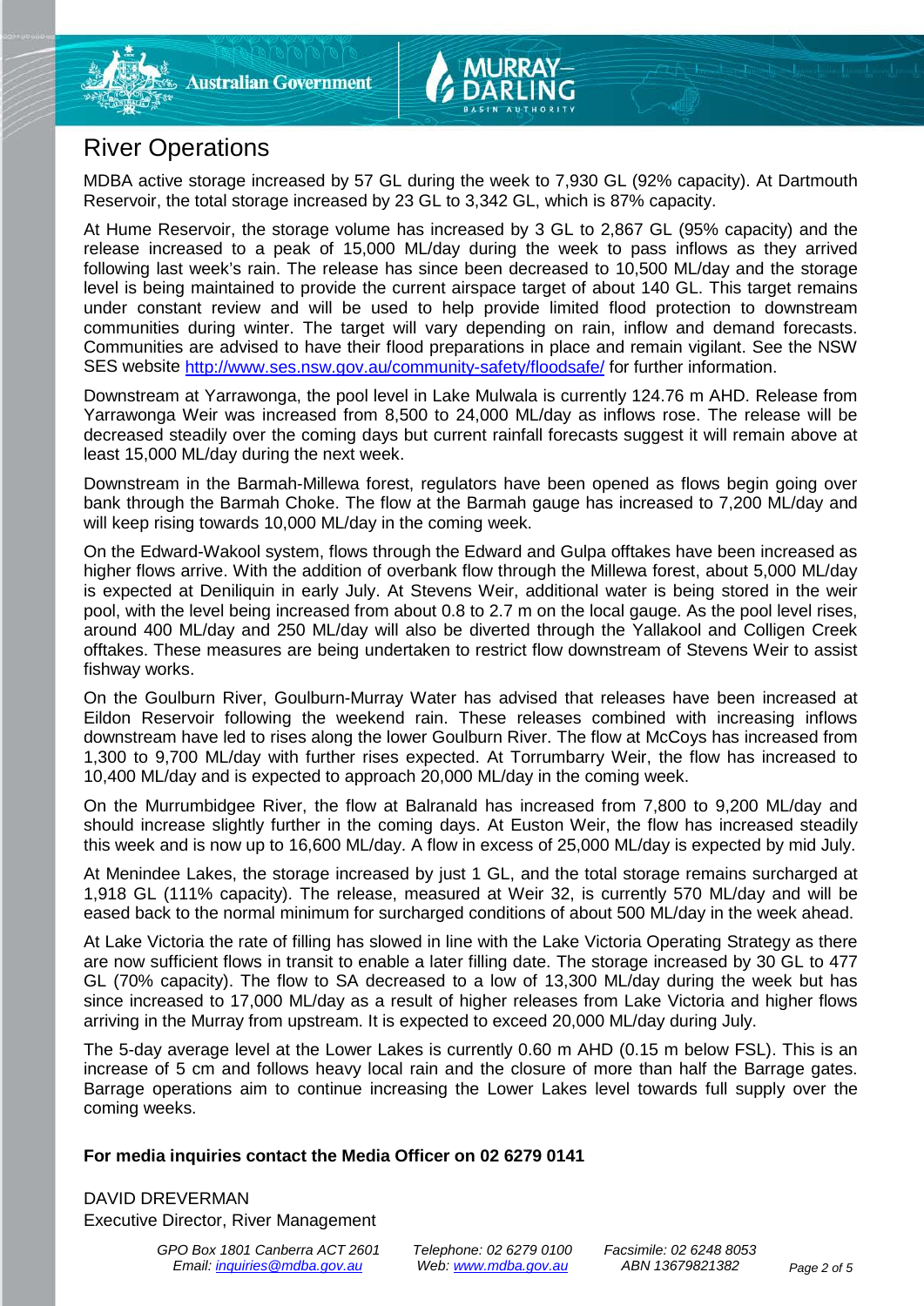# River Operations

MDBA active storage increased by 57 GL during the week to 7,930 GL (92% capacity). At Dartmouth Reservoir, the total storage increased by 23 GL to 3,342 GL, which is 87% capacity.

At Hume Reservoir, the storage volume has increased by 3 GL to 2,867 GL (95% capacity) and the release increased to a peak of 15,000 ML/day during the week to pass inflows as they arrived following last week's rain. The release has since been decreased to 10,500 ML/day and the storage level is being maintained to provide the current airspace target of about 140 GL. This target remains under constant review and will be used to help provide limited flood protection to downstream communities during winter. The target will vary depending on rain, inflow and demand forecasts. Communities are advised to have their flood preparations in place and remain vigilant. See the NSW SES website http://www.ses.nsw.gov.au/community-safety/floodsafe/ for further information.

Downstream at Yarrawonga, the pool level in Lake Mulwala is currently 124.76 m AHD. Release from Yarrawonga Weir was increased from 8,500 to 24,000 ML/day as inflows rose. The release will be decreased steadily over the coming days but current rainfall forecasts suggest it will remain above at least 15,000 ML/day during the next week.

Downstream in the Barmah-Millewa forest, regulators have been opened as flows begin going over bank through the Barmah Choke. The flow at the Barmah gauge has increased to 7,200 ML/day and will keep rising towards 10,000 ML/day in the coming week.

On the Edward-Wakool system, flows through the Edward and Gulpa offtakes have been increased as higher flows arrive. With the addition of overbank flow through the Millewa forest, about 5,000 ML/day is expected at Deniliquin in early July. At Stevens Weir, additional water is being stored in the weir pool, with the level being increased from about 0.8 to 2.7 m on the local gauge. As the pool level rises, around 400 ML/day and 250 ML/day will also be diverted through the Yallakool and Colligen Creek offtakes. These measures are being undertaken to restrict flow downstream of Stevens Weir to assist fishway works.

On the Goulburn River, Goulburn-Murray Water has advised that releases have been increased at Eildon Reservoir following the weekend rain. These releases combined with increasing inflows downstream have led to rises along the lower Goulburn River. The flow at McCoys has increased from 1,300 to 9,700 ML/day with further rises expected. At Torrumbarry Weir, the flow has increased to 10,400 ML/day and is expected to approach 20,000 ML/day in the coming week.

On the Murrumbidgee River, the flow at Balranald has increased from 7,800 to 9,200 ML/day and should increase slightly further in the coming days. At Euston Weir, the flow has increased steadily this week and is now up to 16,600 ML/day. A flow in excess of 25,000 ML/day is expected by mid July.

At Menindee Lakes, the storage increased by just 1 GL, and the total storage remains surcharged at 1,918 GL (111% capacity). The release, measured at Weir 32, is currently 570 ML/day and will be eased back to the normal minimum for surcharged conditions of about 500 ML/day in the week ahead.

At Lake Victoria the rate of filling has slowed in line with the Lake Victoria Operating Strategy as there are now sufficient flows in transit to enable a later filling date. The storage increased by 30 GL to 477 GL (70% capacity). The flow to SA decreased to a low of 13,300 ML/day during the week but has since increased to 17,000 ML/day as a result of higher releases from Lake Victoria and higher flows arriving in the Murray from upstream. It is expected to exceed 20,000 ML/day during July.

The 5-day average level at the Lower Lakes is currently 0.60 m AHD (0.15 m below FSL). This is an increase of 5 cm and follows heavy local rain and the closure of more than half the Barrage gates. Barrage operations aim to continue increasing the Lower Lakes level towards full supply over the coming weeks.

**For media inquiries contact the Media Officer on 02 6279 0141**

DAVID DREVERMAN
Executive Director, River Management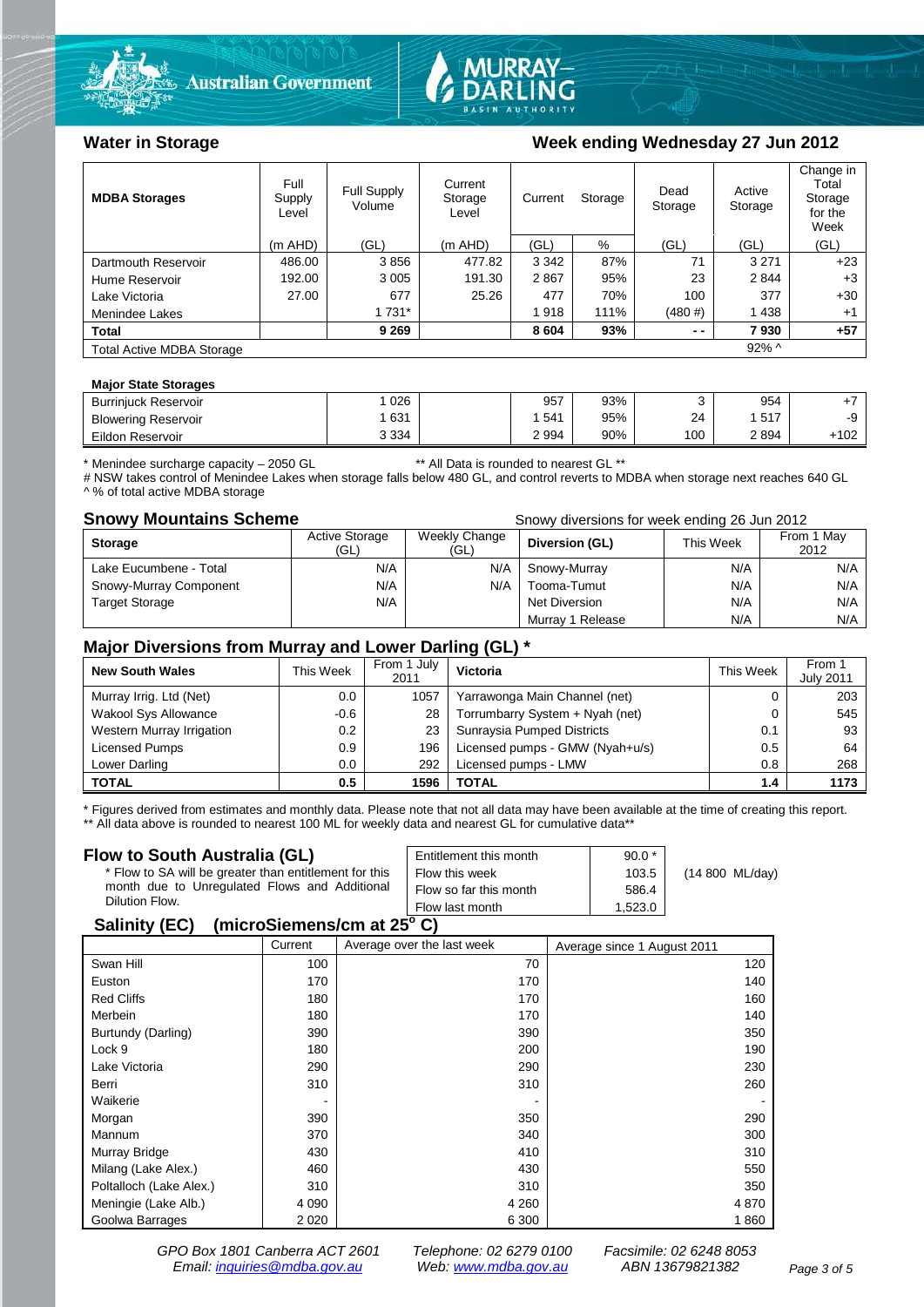## Water in Storage

### Week ending Wednesday 27 Jun 2012

| MDBA Storages | Full Supply Level | Full Supply Volume | Current Storage Level | Current Storage | | Dead Storage | Active Storage | Change in Total Storage for the Week |
|---|---|---|---|---|---|---|---|---|
| | (m AHD) | (GL) | (m AHD) | (GL) | % | (GL) | (GL) | (GL) |
| Dartmouth Reservoir | 486.00 | 3 856 | 477.82 | 3 342 | 87% | 71 | 3 271 | +23 |
| Hume Reservoir | 192.00 | 3 005 | 191.30 | 2 867 | 95% | 23 | 2 844 | +3 |
| Lake Victoria | 27.00 | 677 | 25.26 | 477 | 70% | 100 | 377 | +30 |
| Menindee Lakes | | 1 731* | | 1 918 | 111% | (480 #) | 1 438 | +1 |
| **Total** | | **9 269** | | **8 604** | **93%** | **- -** | **7 930** | **+57** |
| Total Active MDBA Storage | | | | | | | 92% ^ | |

**Major State Storages**

| | | | | | | | |
|---|---|---|---|---|---|---|---|
| Burrinjuck Reservoir | 1 026 | | 957 | 93% | 3 | 954 | +7 |
| Blowering Reservoir | 1 631 | | 1 541 | 95% | 24 | 1 517 | -9 |
| Eildon Reservoir | 3 334 | | 2 994 | 90% | 100 | 2 894 | +102 |

\* Menindee surcharge capacity – 2050 GL ** All Data is rounded to nearest GL **
# NSW takes control of Menindee Lakes when storage falls below 480 GL, and control reverts to MDBA when storage next reaches 640 GL
^ % of total active MDBA storage

## Snowy Mountains Scheme

Snowy diversions for week ending 26 Jun 2012

| Storage | Active Storage (GL) | Weekly Change (GL) | Diversion (GL) | This Week | From 1 May 2012 |
|---|---|---|---|---|---|
| Lake Eucumbene - Total | N/A | N/A | Snowy-Murray | N/A | N/A |
| Snowy-Murray Component | N/A | N/A | Tooma-Tumut | N/A | N/A |
| Target Storage | N/A | | Net Diversion | N/A | N/A |
| | | | Murray 1 Release | N/A | N/A |

## Major Diversions from Murray and Lower Darling (GL) *

| New South Wales | This Week | From 1 July 2011 | Victoria | This Week | From 1 July 2011 |
|---|---|---|---|---|---|
| Murray Irrig. Ltd (Net) | 0.0 | 1057 | Yarrawonga Main Channel (net) | 0 | 203 |
| Wakool Sys Allowance | -0.6 | 28 | Torrumbarry System + Nyah (net) | 0 | 545 |
| Western Murray Irrigation | 0.2 | 23 | Sunraysia Pumped Districts | 0.1 | 93 |
| Licensed Pumps | 0.9 | 196 | Licensed pumps - GMW (Nyah+u/s) | 0.5 | 64 |
| Lower Darling | 0.0 | 292 | Licensed pumps - LMW | 0.8 | 268 |
| **TOTAL** | **0.5** | **1596** | **TOTAL** | **1.4** | **1173** |

\* Figures derived from estimates and monthly data. Please note that not all data may have been available at the time of creating this report.
** All data above is rounded to nearest 100 ML for weekly data and nearest GL for cumulative data**

## Flow to South Australia (GL)

\* Flow to SA will be greater than entitlement for this month due to Unregulated Flows and Additional Dilution Flow.

| | | |
|---|---|---|
| Entitlement this month | 90.0 * | |
| Flow this week | 103.5 | (14 800 ML/day) |
| Flow so far this month | 586.4 | |
| Flow last month | 1,523.0 | |

## Salinity (EC) (microSiemens/cm at 25° C)

| | Current | Average over the last week | Average since 1 August 2011 |
|---|---|---|---|
| Swan Hill | 100 | 70 | 120 |
| Euston | 170 | 170 | 140 |
| Red Cliffs | 180 | 170 | 160 |
| Merbein | 180 | 170 | 140 |
| Burtundy (Darling) | 390 | 390 | 350 |
| Lock 9 | 180 | 200 | 190 |
| Lake Victoria | 290 | 290 | 230 |
| Berri | 310 | 310 | 260 |
| Waikerie | - | - | - |
| Morgan | 390 | 350 | 290 |
| Mannum | 370 | 340 | 300 |
| Murray Bridge | 430 | 410 | 310 |
| Milang (Lake Alex.) | 460 | 430 | 550 |
| Poltalloch (Lake Alex.) | 310 | 310 | 350 |
| Meningie (Lake Alb.) | 4 090 | 4 260 | 4 870 |
| Goolwa Barrages | 2 020 | 6 300 | 1 860 |

GPO Box 1801 Canberra ACT 2601 Telephone: 02 6279 0100 Facsimile: 02 6248 8053
Email: inquiries@mdba.gov.au Web: www.mdba.gov.au ABN 13679821382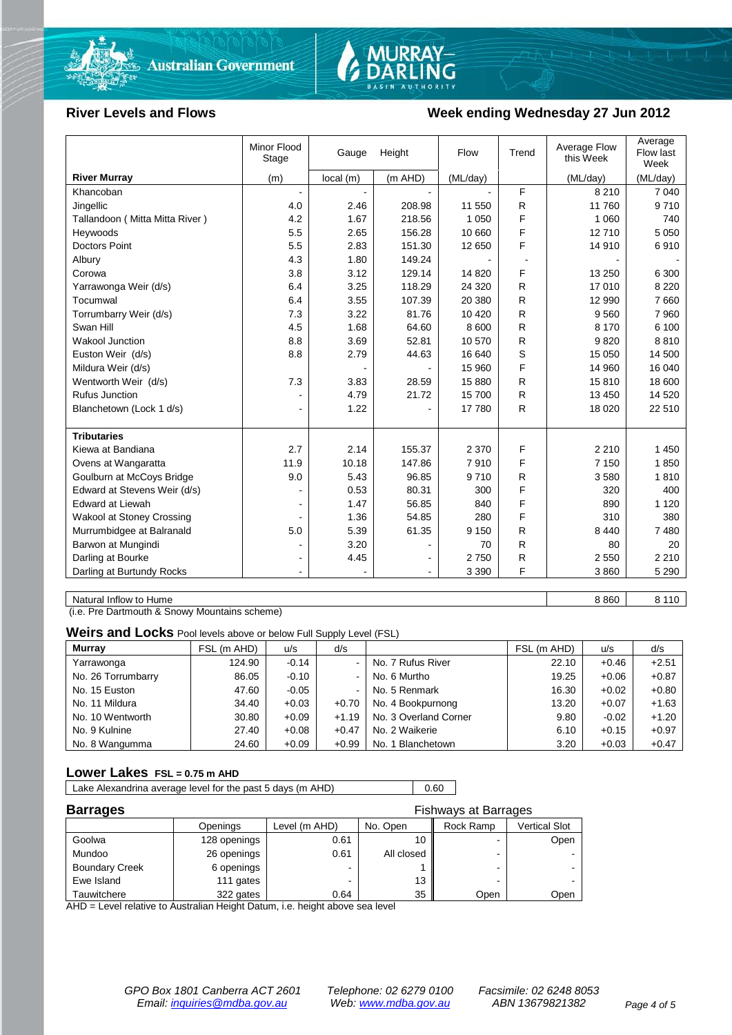## River Levels and Flows

## Week ending Wednesday 27 Jun 2012

| River Murray | Minor Flood Stage (m) | Gauge Height local (m) | Gauge Height (m AHD) | Flow (ML/day) | Trend | Average Flow this Week (ML/day) | Average Flow last Week (ML/day) |
|---|---|---|---|---|---|---|---|
| Khancoban | - | - | - | - | F | 8 210 | 7 040 |
| Jingellic | 4.0 | 2.46 | 208.98 | 11 550 | R | 11 760 | 9 710 |
| Tallandoon ( Mitta Mitta River ) | 4.2 | 1.67 | 218.56 | 1 050 | F | 1 060 | 740 |
| Heywoods | 5.5 | 2.65 | 156.28 | 10 660 | F | 12 710 | 5 050 |
| Doctors Point | 5.5 | 2.83 | 151.30 | 12 650 | F | 14 910 | 6 910 |
| Albury | 4.3 | 1.80 | 149.24 | - | - | - | - |
| Corowa | 3.8 | 3.12 | 129.14 | 14 820 | F | 13 250 | 6 300 |
| Yarrawonga Weir (d/s) | 6.4 | 3.25 | 118.29 | 24 320 | R | 17 010 | 8 220 |
| Tocumwal | 6.4 | 3.55 | 107.39 | 20 380 | R | 12 990 | 7 660 |
| Torrumbarry Weir (d/s) | 7.3 | 3.22 | 81.76 | 10 420 | R | 9 560 | 7 960 |
| Swan Hill | 4.5 | 1.68 | 64.60 | 8 600 | R | 8 170 | 6 100 |
| Wakool Junction | 8.8 | 3.69 | 52.81 | 10 570 | R | 9 820 | 8 810 |
| Euston Weir (d/s) | 8.8 | 2.79 | 44.63 | 16 640 | S | 15 050 | 14 500 |
| Mildura Weir (d/s) | | - | - | 15 960 | F | 14 960 | 16 040 |
| Wentworth Weir (d/s) | 7.3 | 3.83 | 28.59 | 15 880 | R | 15 810 | 18 600 |
| Rufus Junction | - | 4.79 | 21.72 | 15 700 | R | 13 450 | 14 520 |
| Blanchetown (Lock 1 d/s) | - | 1.22 | - | 17 780 | R | 18 020 | 22 510 |
| **Tributaries** | | | | | | | |
| Kiewa at Bandiana | 2.7 | 2.14 | 155.37 | 2 370 | F | 2 210 | 1 450 |
| Ovens at Wangaratta | 11.9 | 10.18 | 147.86 | 7 910 | F | 7 150 | 1 850 |
| Goulburn at McCoys Bridge | 9.0 | 5.43 | 96.85 | 9 710 | R | 3 580 | 1 810 |
| Edward at Stevens Weir (d/s) | - | 0.53 | 80.31 | 300 | F | 320 | 400 |
| Edward at Liewah | - | 1.47 | 56.85 | 840 | F | 890 | 1 120 |
| Wakool at Stoney Crossing | - | 1.36 | 54.85 | 280 | F | 310 | 380 |
| Murrumbidgee at Balranald | 5.0 | 5.39 | 61.35 | 9 150 | R | 8 440 | 7 480 |
| Barwon at Mungindi | - | 3.20 | - | 70 | R | 80 | 20 |
| Darling at Bourke | - | 4.45 | - | 2 750 | R | 2 550 | 2 210 |
| Darling at Burtundy Rocks | - | - | - | 3 390 | F | 3 860 | 5 290 |

| | This Week | Last Week |
|---|---|---|
| Natural Inflow to Hume | 8 860 | 8 110 |

(i.e. Pre Dartmouth & Snowy Mountains scheme)

## Weirs and Locks
Pool levels above or below Full Supply Level (FSL)

| Murray | FSL (m AHD) | u/s | d/s | | FSL (m AHD) | u/s | d/s |
|---|---|---|---|---|---|---|---|
| Yarrawonga | 124.90 | -0.14 | - | No. 7 Rufus River | 22.10 | +0.46 | +2.51 |
| No. 26 Torrumbarry | 86.05 | -0.10 | - | No. 6 Murtho | 19.25 | +0.06 | +0.87 |
| No. 15 Euston | 47.60 | -0.05 | - | No. 5 Renmark | 16.30 | +0.02 | +0.80 |
| No. 11 Mildura | 34.40 | +0.03 | +0.70 | No. 4 Bookpurnong | 13.20 | +0.07 | +1.63 |
| No. 10 Wentworth | 30.80 | +0.09 | +1.19 | No. 3 Overland Corner | 9.80 | -0.02 | +1.20 |
| No. 9 Kulnine | 27.40 | +0.08 | +0.47 | No. 2 Waikerie | 6.10 | +0.15 | +0.97 |
| No. 8 Wangumma | 24.60 | +0.09 | +0.99 | No. 1 Blanchetown | 3.20 | +0.03 | +0.47 |

## Lower Lakes
FSL = 0.75 m AHD

| Lake Alexandrina average level for the past 5 days (m AHD) | 0.60 |
|---|---|

## Barrages

| | Openings | Level (m AHD) | No. Open | Fishways at Barrages: Rock Ramp | Fishways at Barrages: Vertical Slot |
|---|---|---|---|---|---|
| Goolwa | 128 openings | 0.61 | 10 | - | Open |
| Mundoo | 26 openings | 0.61 | All closed | - | - |
| Boundary Creek | 6 openings | - | 1 | - | - |
| Ewe Island | 111 gates | - | 13 | - | - |
| Tauwitchere | 322 gates | 0.64 | 35 | Open | Open |

AHD = Level relative to Australian Height Datum, i.e. height above sea level

*GPO Box 1801 Canberra ACT 2601 | Telephone: 02 6279 0100 | Facsimile: 02 6248 8053*
*Email: inquiries@mdba.gov.au | Web: www.mdba.gov.au | ABN 13679821382*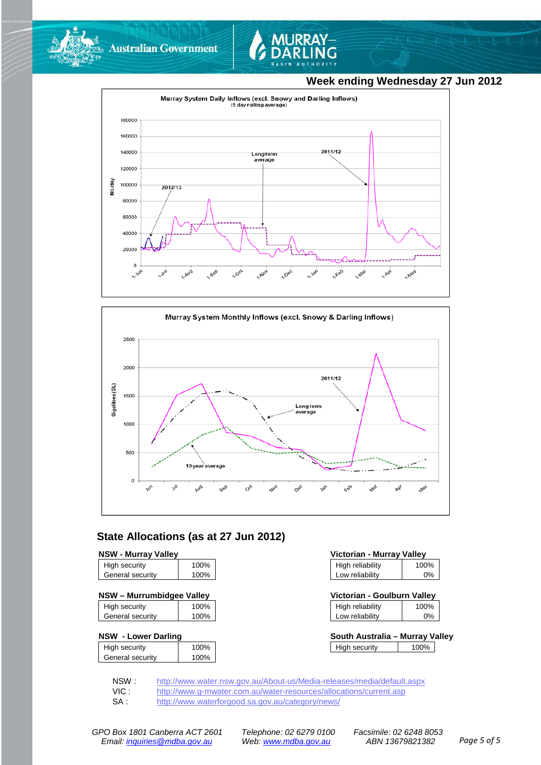Australian Government

MURRAY–DARLING BASIN AUTHORITY

**Week ending Wednesday 27 Jun 2012**

Murray System Daily Inflows (excl. Snowy and Darling Inflows)
(5 day rolling average)

180000
160000
140000
120000
100000
80000
60000
40000
20000
0

ML/day

2012/13

Long term average

2011/12

1-Jun 1-Jul 1-Aug 1-Sep 1-Oct 1-Nov 1-Dec 1-Jan 1-Feb 1-Mar 1-Apr 1-May

Murray System Monthly Inflows (excl. Snowy & Darling Inflows)

2500
2000
1500
1000
500
0

Gigalitres (GL)

2011/12

Long term average

10 year average

Jun Jul Aug Sep Oct Nov Dec Jan Feb Mar Apr May

## State Allocations (as at 27 Jun 2012)

**NSW - Murray Valley**

| | |
|---|---|
| High security | 100% |
| General security | 100% |

**NSW – Murrumbidgee Valley**

| | |
|---|---|
| High security | 100% |
| General security | 100% |

**NSW - Lower Darling**

| | |
|---|---|
| High security | 100% |
| General security | 100% |

**Victorian - Murray Valley**

| | |
|---|---|
| High reliability | 100% |
| Low reliability | 0% |

**Victorian - Goulburn Valley**

| | |
|---|---|
| High reliability | 100% |
| Low reliability | 0% |

**South Australia – Murray Valley**

| | |
|---|---|
| High security | 100% |

NSW : http://www.water.nsw.gov.au/About-us/Media-releases/media/default.aspx
VIC : http://www.g-mwater.com.au/water-resources/allocations/current.asp
SA : http://www.waterforgood.sa.gov.au/category/news/

*GPO Box 1801 Canberra ACT 2601*
*Email: inquiries@mdba.gov.au*

*Telephone: 02 6279 0100*
*Web: www.mdba.gov.au*

*Facsimile: 02 6248 8053*
*ABN 13679821382*